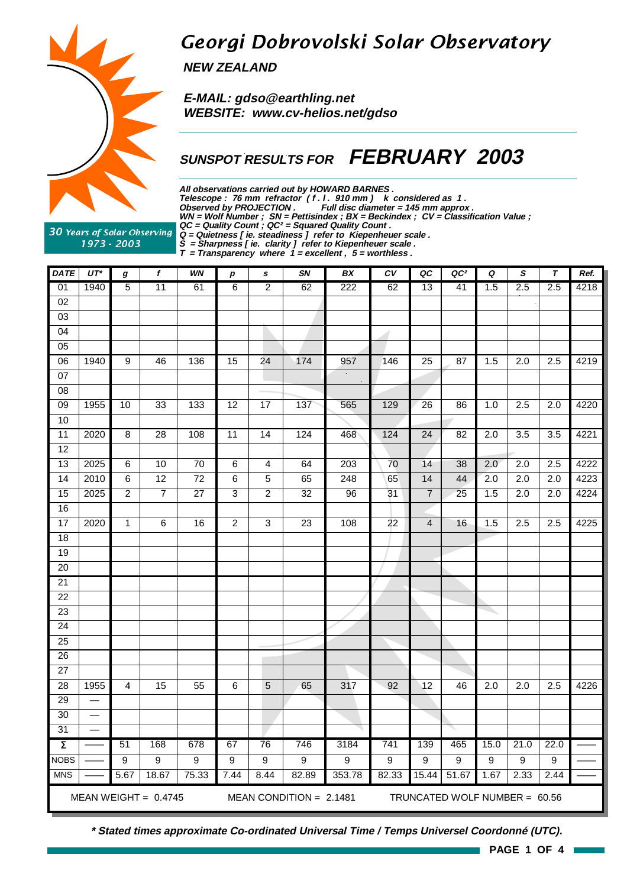# Georgi Dobrovolski Solar Observatory

**NEW ZEALAND**

**E-MAIL: gdso@earthling.net**
**WEBSITE: www.cv-helios.net/gdso**

30 Years of Solar Observing
1973 - 2003

## SUNSPOT RESULTS FOR FEBRUARY 2003

***All observations carried out by HOWARD BARNES .***
***Telescope : 76 mm refractor ( f . l . 910 mm ) k considered as 1 .***
***Observed by PROJECTION . Full disc diameter = 145 mm approx .***
***WN = Wolf Number ; SN = Pettisindex ; BX = Beckindex ; CV = Classification Value ;***
***QC = Quality Count ; QC² = Squared Quality Count .***
***Q = Quietness [ ie. steadiness ] refer to Kiepenheuer scale .***
***S = Sharpness [ ie. clarity ] refer to Kiepenheuer scale .***
***T = Transparency where 1 = excellent , 5 = worthless .***

| DATE | UT* | g | f | WN | p | s | SN | BX | CV | QC | QC² | Q | S | T | Ref. |
|---|---|---|---|---|---|---|---|---|---|---|---|---|---|---|---|
| 01 | 1940 | 5 | 11 | 61 | 6 | 2 | 62 | 222 | 62 | 13 | 41 | 1.5 | 2.5 | 2.5 | 4218 |
| 02 | | | | | | | | | | | | | | | |
| 03 | | | | | | | | | | | | | | | |
| 04 | | | | | | | | | | | | | | | |
| 05 | | | | | | | | | | | | | | | |
| 06 | 1940 | 9 | 46 | 136 | 15 | 24 | 174 | 957 | 146 | 25 | 87 | 1.5 | 2.0 | 2.5 | 4219 |
| 07 | | | | | | | | | | | | | | | |
| 08 | | | | | | | | | | | | | | | |
| 09 | 1955 | 10 | 33 | 133 | 12 | 17 | 137 | 565 | 129 | 26 | 86 | 1.0 | 2.5 | 2.0 | 4220 |
| 10 | | | | | | | | | | | | | | | |
| 11 | 2020 | 8 | 28 | 108 | 11 | 14 | 124 | 468 | 124 | 24 | 82 | 2.0 | 3.5 | 3.5 | 4221 |
| 12 | | | | | | | | | | | | | | | |
| 13 | 2025 | 6 | 10 | 70 | 6 | 4 | 64 | 203 | 70 | 14 | 38 | 2.0 | 2.0 | 2.5 | 4222 |
| 14 | 2010 | 6 | 12 | 72 | 6 | 5 | 65 | 248 | 65 | 14 | 44 | 2.0 | 2.0 | 2.0 | 4223 |
| 15 | 2025 | 2 | 7 | 27 | 3 | 2 | 32 | 96 | 31 | 7 | 25 | 1.5 | 2.0 | 2.0 | 4224 |
| 16 | | | | | | | | | | | | | | | |
| 17 | 2020 | 1 | 6 | 16 | 2 | 3 | 23 | 108 | 22 | 4 | 16 | 1.5 | 2.5 | 2.5 | 4225 |
| 18 | | | | | | | | | | | | | | | |
| 19 | | | | | | | | | | | | | | | |
| 20 | | | | | | | | | | | | | | | |
| 21 | | | | | | | | | | | | | | | |
| 22 | | | | | | | | | | | | | | | |
| 23 | | | | | | | | | | | | | | | |
| 24 | | | | | | | | | | | | | | | |
| 25 | | | | | | | | | | | | | | | |
| 26 | | | | | | | | | | | | | | | |
| 27 | | | | | | | | | | | | | | | |
| 28 | 1955 | 4 | 15 | 55 | 6 | 5 | 65 | 317 | 92 | 12 | 46 | 2.0 | 2.0 | 2.5 | 4226 |
| 29 | — | | | | | | | | | | | | | | |
| 30 | — | | | | | | | | | | | | | | |
| 31 | — | | | | | | | | | | | | | | |
| Σ | —— | 51 | 168 | 678 | 67 | 76 | 746 | 3184 | 741 | 139 | 465 | 15.0 | 21.0 | 22.0 | —— |
| NOBS | —— | 9 | 9 | 9 | 9 | 9 | 9 | 9 | 9 | 9 | 9 | 9 | 9 | 9 | —— |
| MNS | —— | 5.67 | 18.67 | 75.33 | 7.44 | 8.44 | 82.89 | 353.78 | 82.33 | 15.44 | 51.67 | 1.67 | 2.33 | 2.44 | —— |

MEAN WEIGHT = 0.4745 MEAN CONDITION = 2.1481 TRUNCATED WOLF NUMBER = 60.56

***\* Stated times approximate Co-ordinated Universal Time / Temps Universel Coordonné (UTC).***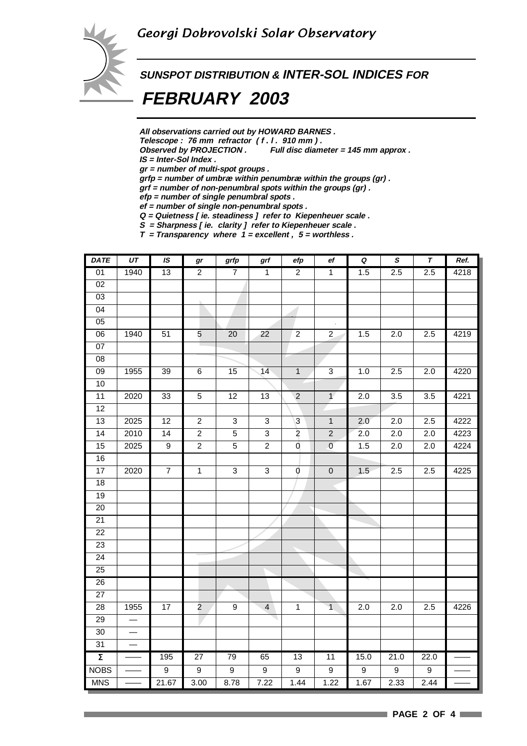# Georgi Dobrovolski Solar Observatory

## SUNSPOT DISTRIBUTION & INTER-SOL INDICES FOR

# FEBRUARY 2003

*All observations carried out by HOWARD BARNES .*
*Telescope : 76 mm refractor ( f . l . 910 mm ) .*
*Observed by PROJECTION . Full disc diameter = 145 mm approx .*
*IS = Inter-Sol Index .*
*gr = number of multi-spot groups .*
*grfp = number of umbræ within penumbræ within the groups (gr) .*
*grf = number of non-penumbral spots within the groups (gr) .*
*efp = number of single penumbral spots .*
*ef = number of single non-penumbral spots .*
*Q = Quietness [ ie. steadiness ] refer to Kiepenheuer scale .*
*S = Sharpness [ ie. clarity ] refer to Kiepenheuer scale .*
*T = Transparency where 1 = excellent , 5 = worthless .*

| DATE | UT | IS | gr | grfp | grf | efp | ef | Q | S | T | Ref. |
|---|---|---|---|---|---|---|---|---|---|---|---|
| 01 | 1940 | 13 | 2 | 7 | 1 | 2 | 1 | 1.5 | 2.5 | 2.5 | 4218 |
| 02 | | | | | | | | | | | |
| 03 | | | | | | | | | | | |
| 04 | | | | | | | | | | | |
| 05 | | | | | | | | | | | |
| 06 | 1940 | 51 | 5 | 20 | 22 | 2 | 2 | 1.5 | 2.0 | 2.5 | 4219 |
| 07 | | | | | | | | | | | |
| 08 | | | | | | | | | | | |
| 09 | 1955 | 39 | 6 | 15 | 14 | 1 | 3 | 1.0 | 2.5 | 2.0 | 4220 |
| 10 | | | | | | | | | | | |
| 11 | 2020 | 33 | 5 | 12 | 13 | 2 | 1 | 2.0 | 3.5 | 3.5 | 4221 |
| 12 | | | | | | | | | | | |
| 13 | 2025 | 12 | 2 | 3 | 3 | 3 | 1 | 2.0 | 2.0 | 2.5 | 4222 |
| 14 | 2010 | 14 | 2 | 5 | 3 | 2 | 2 | 2.0 | 2.0 | 2.0 | 4223 |
| 15 | 2025 | 9 | 2 | 5 | 2 | 0 | 0 | 1.5 | 2.0 | 2.0 | 4224 |
| 16 | | | | | | | | | | | |
| 17 | 2020 | 7 | 1 | 3 | 3 | 0 | 0 | 1.5 | 2.5 | 2.5 | 4225 |
| 18 | | | | | | | | | | | |
| 19 | | | | | | | | | | | |
| 20 | | | | | | | | | | | |
| 21 | | | | | | | | | | | |
| 22 | | | | | | | | | | | |
| 23 | | | | | | | | | | | |
| 24 | | | | | | | | | | | |
| 25 | | | | | | | | | | | |
| 26 | | | | | | | | | | | |
| 27 | | | | | | | | | | | |
| 28 | 1955 | 17 | 2 | 9 | 4 | 1 | 1 | 2.0 | 2.0 | 2.5 | 4226 |
| 29 | — | | | | | | | | | | |
| 30 | — | | | | | | | | | | |
| 31 | — | | | | | | | | | | |
| Σ | —— | 195 | 27 | 79 | 65 | 13 | 11 | 15.0 | 21.0 | 22.0 | —— |
| NOBS | —— | 9 | 9 | 9 | 9 | 9 | 9 | 9 | 9 | 9 | —— |
| MNS | —— | 21.67 | 3.00 | 8.78 | 7.22 | 1.44 | 1.22 | 1.67 | 2.33 | 2.44 | —— |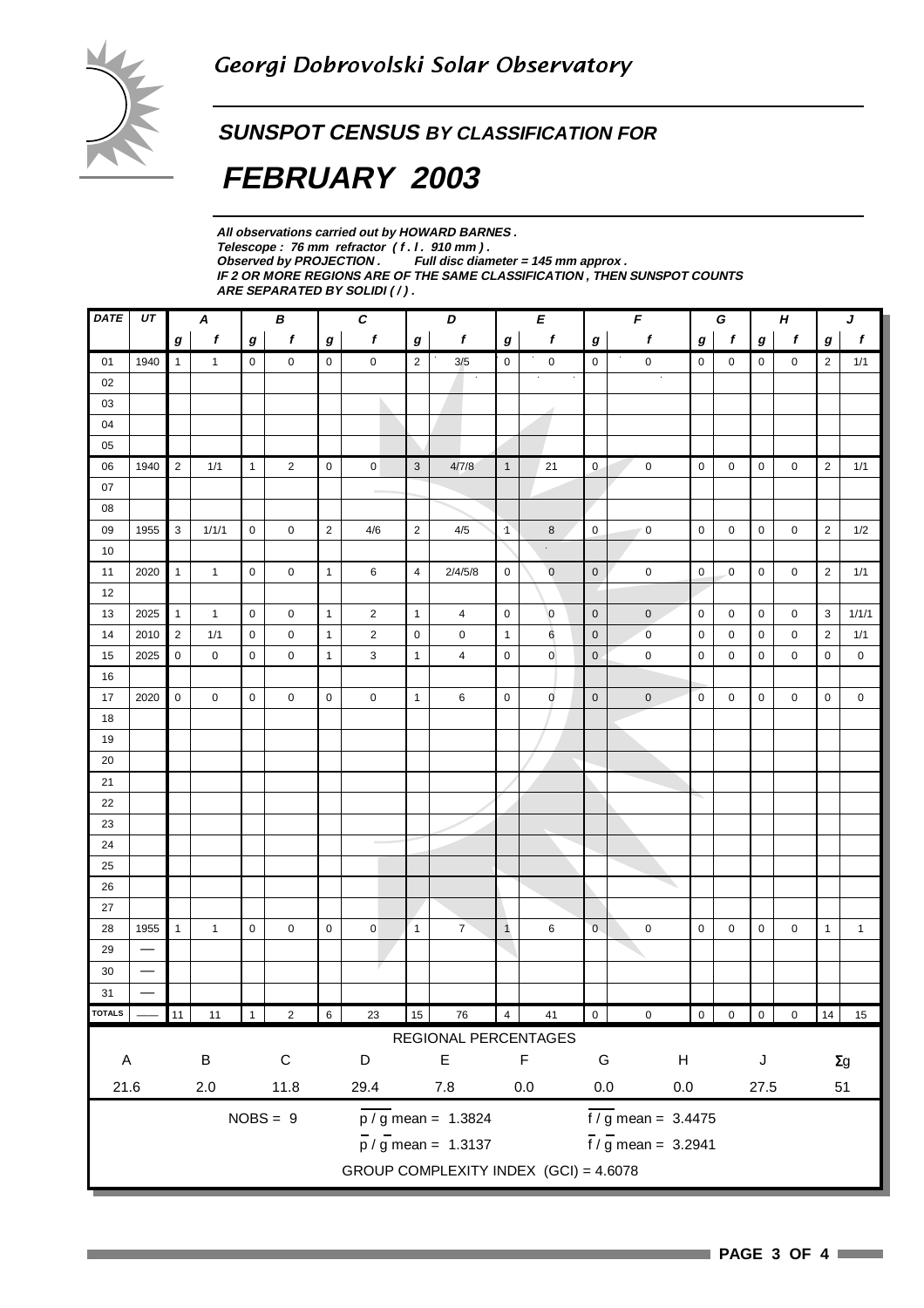Georgi Dobrovolski Solar Observatory

## SUNSPOT CENSUS BY CLASSIFICATION FOR

# FEBRUARY 2003

***All observations carried out by HOWARD BARNES .***
***Telescope : 76 mm refractor ( f . l . 910 mm ) .***
***Observed by PROJECTION . Full disc diameter = 145 mm approx .***
***IF 2 OR MORE REGIONS ARE OF THE SAME CLASSIFICATION , THEN SUNSPOT COUNTS ARE SEPARATED BY SOLIDI ( / ) .***

| DATE | UT | A | | B | | C | | D | | E | | F | | G | | H | | J | |
|---|---|---|---|---|---|---|---|---|---|---|---|---|---|---|---|---|---|---|---|
| | | g | f | g | f | g | f | g | f | g | f | g | f | g | f | g | f | g | f |
| 01 | 1940 | 1 | 1 | 0 | 0 | 0 | 0 | 2 | 3/5 | 0 | 0 | 0 | 0 | 0 | 0 | 0 | 0 | 2 | 1/1 |
| 02 | | | | | | | | | | | | | | | | | | | |
| 03 | | | | | | | | | | | | | | | | | | | |
| 04 | | | | | | | | | | | | | | | | | | | |
| 05 | | | | | | | | | | | | | | | | | | | |
| 06 | 1940 | 2 | 1/1 | 1 | 2 | 0 | 0 | 3 | 4/7/8 | 1 | 21 | 0 | 0 | 0 | 0 | 0 | 0 | 2 | 1/1 |
| 07 | | | | | | | | | | | | | | | | | | | |
| 08 | | | | | | | | | | | | | | | | | | | |
| 09 | 1955 | 3 | 1/1/1 | 0 | 0 | 2 | 4/6 | 2 | 4/5 | 1 | 8 | 0 | 0 | 0 | 0 | 0 | 0 | 2 | 1/2 |
| 10 | | | | | | | | | | | | | | | | | | | |
| 11 | 2020 | 1 | 1 | 0 | 0 | 1 | 6 | 4 | 2/4/5/8 | 0 | 0 | 0 | 0 | 0 | 0 | 0 | 0 | 2 | 1/1 |
| 12 | | | | | | | | | | | | | | | | | | | |
| 13 | 2025 | 1 | 1 | 0 | 0 | 1 | 2 | 1 | 4 | 0 | 0 | 0 | 0 | 0 | 0 | 0 | 0 | 3 | 1/1/1 |
| 14 | 2010 | 2 | 1/1 | 0 | 0 | 1 | 2 | 0 | 0 | 1 | 6 | 0 | 0 | 0 | 0 | 0 | 0 | 2 | 1/1 |
| 15 | 2025 | 0 | 0 | 0 | 0 | 1 | 3 | 1 | 4 | 0 | 0 | 0 | 0 | 0 | 0 | 0 | 0 | 0 | 0 |
| 16 | | | | | | | | | | | | | | | | | | | |
| 17 | 2020 | 0 | 0 | 0 | 0 | 0 | 0 | 1 | 6 | 0 | 0 | 0 | 0 | 0 | 0 | 0 | 0 | 0 | 0 |
| 18 | | | | | | | | | | | | | | | | | | | |
| 19 | | | | | | | | | | | | | | | | | | | |
| 20 | | | | | | | | | | | | | | | | | | | |
| 21 | | | | | | | | | | | | | | | | | | | |
| 22 | | | | | | | | | | | | | | | | | | | |
| 23 | | | | | | | | | | | | | | | | | | | |
| 24 | | | | | | | | | | | | | | | | | | | |
| 25 | | | | | | | | | | | | | | | | | | | |
| 26 | | | | | | | | | | | | | | | | | | | |
| 27 | | | | | | | | | | | | | | | | | | | |
| 28 | 1955 | 1 | 1 | 0 | 0 | 0 | 0 | 1 | 7 | 1 | 6 | 0 | 0 | 0 | 0 | 0 | 0 | 1 | 1 |
| 29 | — | | | | | | | | | | | | | | | | | | |
| 30 | — | | | | | | | | | | | | | | | | | | |
| 31 | — | | | | | | | | | | | | | | | | | | |
| TOTALS | — | 11 | 11 | 1 | 2 | 6 | 23 | 15 | 76 | 4 | 41 | 0 | 0 | 0 | 0 | 0 | 0 | 14 | 15 |

REGIONAL PERCENTAGES

| A | B | C | D | E | F | G | H | J | $\Sigma$g |
|---|---|---|---|---|---|---|---|---|---|
| 21.6 | 2.0 | 11.8 | 29.4 | 7.8 | 0.0 | 0.0 | 0.0 | 27.5 | 51 |

NOBS = 9

$\overline{p / g}$ mean = 1.3824

$\overline{f / g}$ mean = 3.4475

$\overline{p} / \overline{g}$ mean = 1.3137

$\overline{f} / \overline{g}$ mean = 3.2941

GROUP COMPLEXITY INDEX (GCI) = 4.6078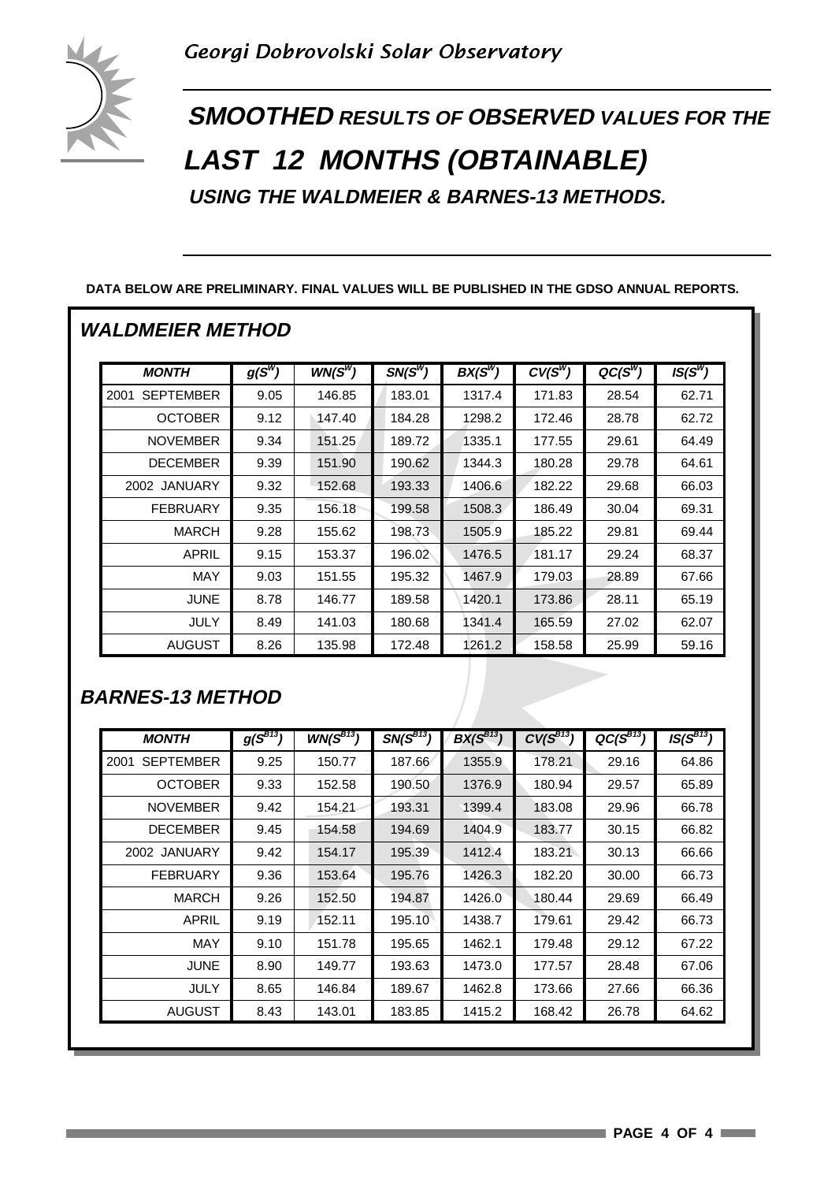Georgi Dobrovolski Solar Observatory

# SMOOTHED RESULTS OF OBSERVED VALUES FOR THE LAST 12 MONTHS (OBTAINABLE)

## USING THE WALDMEIER & BARNES-13 METHODS.

**DATA BELOW ARE PRELIMINARY. FINAL VALUES WILL BE PUBLISHED IN THE GDSO ANNUAL REPORTS.**

## WALDMEIER METHOD

| MONTH | $g(S^W)$ | $WN(S^W)$ | $SN(S^W)$ | $BX(S^W)$ | $CV(S^W)$ | $QC(S^W)$ | $IS(S^W)$ |
|---|---|---|---|---|---|---|---|
| 2001 SEPTEMBER | 9.05 | 146.85 | 183.01 | 1317.4 | 171.83 | 28.54 | 62.71 |
| OCTOBER | 9.12 | 147.40 | 184.28 | 1298.2 | 172.46 | 28.78 | 62.72 |
| NOVEMBER | 9.34 | 151.25 | 189.72 | 1335.1 | 177.55 | 29.61 | 64.49 |
| DECEMBER | 9.39 | 151.90 | 190.62 | 1344.3 | 180.28 | 29.78 | 64.61 |
| 2002 JANUARY | 9.32 | 152.68 | 193.33 | 1406.6 | 182.22 | 29.68 | 66.03 |
| FEBRUARY | 9.35 | 156.18 | 199.58 | 1508.3 | 186.49 | 30.04 | 69.31 |
| MARCH | 9.28 | 155.62 | 198.73 | 1505.9 | 185.22 | 29.81 | 69.44 |
| APRIL | 9.15 | 153.37 | 196.02 | 1476.5 | 181.17 | 29.24 | 68.37 |
| MAY | 9.03 | 151.55 | 195.32 | 1467.9 | 179.03 | 28.89 | 67.66 |
| JUNE | 8.78 | 146.77 | 189.58 | 1420.1 | 173.86 | 28.11 | 65.19 |
| JULY | 8.49 | 141.03 | 180.68 | 1341.4 | 165.59 | 27.02 | 62.07 |
| AUGUST | 8.26 | 135.98 | 172.48 | 1261.2 | 158.58 | 25.99 | 59.16 |

## BARNES-13 METHOD

| MONTH | $g(S^{B13})$ | $WN(S^{B13})$ | $SN(S^{B13})$ | $BX(S^{B13})$ | $CV(S^{B13})$ | $QC(S^{B13})$ | $IS(S^{B13})$ |
|---|---|---|---|---|---|---|---|
| 2001 SEPTEMBER | 9.25 | 150.77 | 187.66 | 1355.9 | 178.21 | 29.16 | 64.86 |
| OCTOBER | 9.33 | 152.58 | 190.50 | 1376.9 | 180.94 | 29.57 | 65.89 |
| NOVEMBER | 9.42 | 154.21 | 193.31 | 1399.4 | 183.08 | 29.96 | 66.78 |
| DECEMBER | 9.45 | 154.58 | 194.69 | 1404.9 | 183.77 | 30.15 | 66.82 |
| 2002 JANUARY | 9.42 | 154.17 | 195.39 | 1412.4 | 183.21 | 30.13 | 66.66 |
| FEBRUARY | 9.36 | 153.64 | 195.76 | 1426.3 | 182.20 | 30.00 | 66.73 |
| MARCH | 9.26 | 152.50 | 194.87 | 1426.0 | 180.44 | 29.69 | 66.49 |
| APRIL | 9.19 | 152.11 | 195.10 | 1438.7 | 179.61 | 29.42 | 66.73 |
| MAY | 9.10 | 151.78 | 195.65 | 1462.1 | 179.48 | 29.12 | 67.22 |
| JUNE | 8.90 | 149.77 | 193.63 | 1473.0 | 177.57 | 28.48 | 67.06 |
| JULY | 8.65 | 146.84 | 189.67 | 1462.8 | 173.66 | 27.66 | 66.36 |
| AUGUST | 8.43 | 143.01 | 183.85 | 1415.2 | 168.42 | 26.78 | 64.62 |